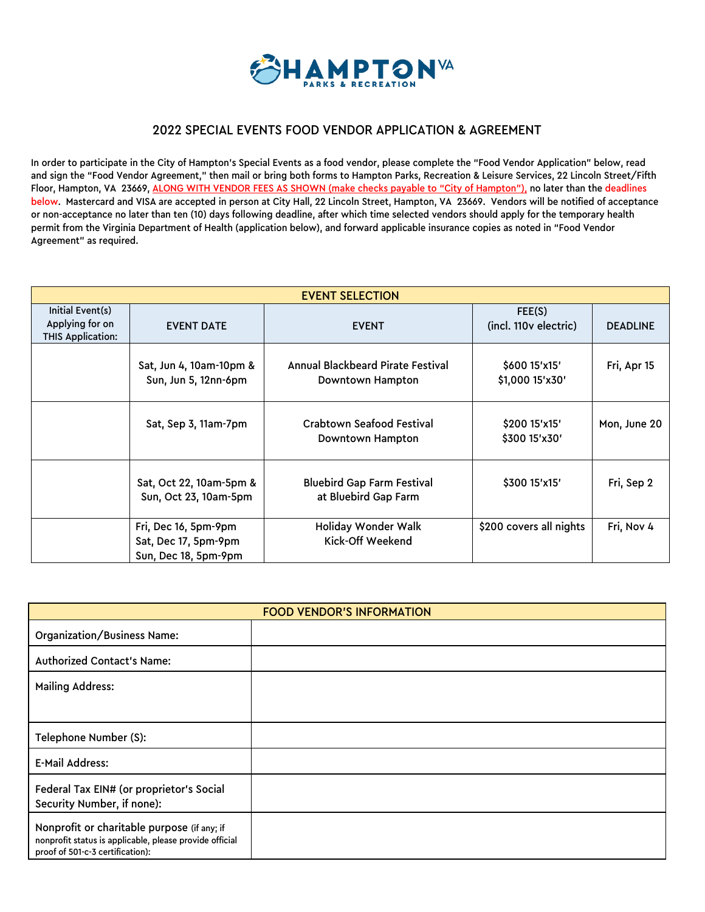# 2022 SPECIAL EVENTS FOOD VENDOR APPLICATION & AGREEMENT

In order to participate in the City of Hampton's Special Events as a food vendor, please complete the "Food Vendor Application" below, read and sign the "Food Vendor Agreement," then mail or bring both forms to Hampton Parks, Recreation & Leisure Services, 22 Lincoln Street/Fifth Floor, Hampton, VA 23669, ALONG WITH VENDOR FEES AS SHOWN (make checks payable to "City of Hampton"), no later than the deadlines below. Mastercard and VISA are accepted in person at City Hall, 22 Lincoln Street, Hampton, VA 23669. Vendors will be notified of acceptance or non-acceptance no later than ten (10) days following deadline, after which time selected vendors should apply for the temporary health permit from the Virginia Department of Health (application below), and forward applicable insurance copies as noted in "Food Vendor Agreement" as required.

| EVENT SELECTION | | | | |
|---|---|---|---|---|
| Initial Event(s) Applying for on THIS Application: | EVENT DATE | EVENT | FEE(S) (incl. 110v electric) | DEADLINE |
| | Sat, Jun 4, 10am-10pm & Sun, Jun 5, 12nn-6pm | Annual Blackbeard Pirate Festival Downtown Hampton | $600 15'x15' $1,000 15'x30' | Fri, Apr 15 |
| | Sat, Sep 3, 11am-7pm | Crabtown Seafood Festival Downtown Hampton | $200 15'x15' $300 15'x30' | Mon, June 20 |
| | Sat, Oct 22, 10am-5pm & Sun, Oct 23, 10am-5pm | Bluebird Gap Farm Festival at Bluebird Gap Farm | $300 15'x15' | Fri, Sep 2 |
| | Fri, Dec 16, 5pm-9pm Sat, Dec 17, 5pm-9pm Sun, Dec 18, 5pm-9pm | Holiday Wonder Walk Kick-Off Weekend | $200 covers all nights | Fri, Nov 4 |

| FOOD VENDOR'S INFORMATION | |
|---|---|
| Organization/Business Name: | |
| Authorized Contact's Name: | |
| Mailing Address: | |
| Telephone Number (S): | |
| E-Mail Address: | |
| Federal Tax EIN# (or proprietor's Social Security Number, if none): | |
| Nonprofit or charitable purpose (if any; if nonprofit status is applicable, please provide official proof of 501-c-3 certification): | |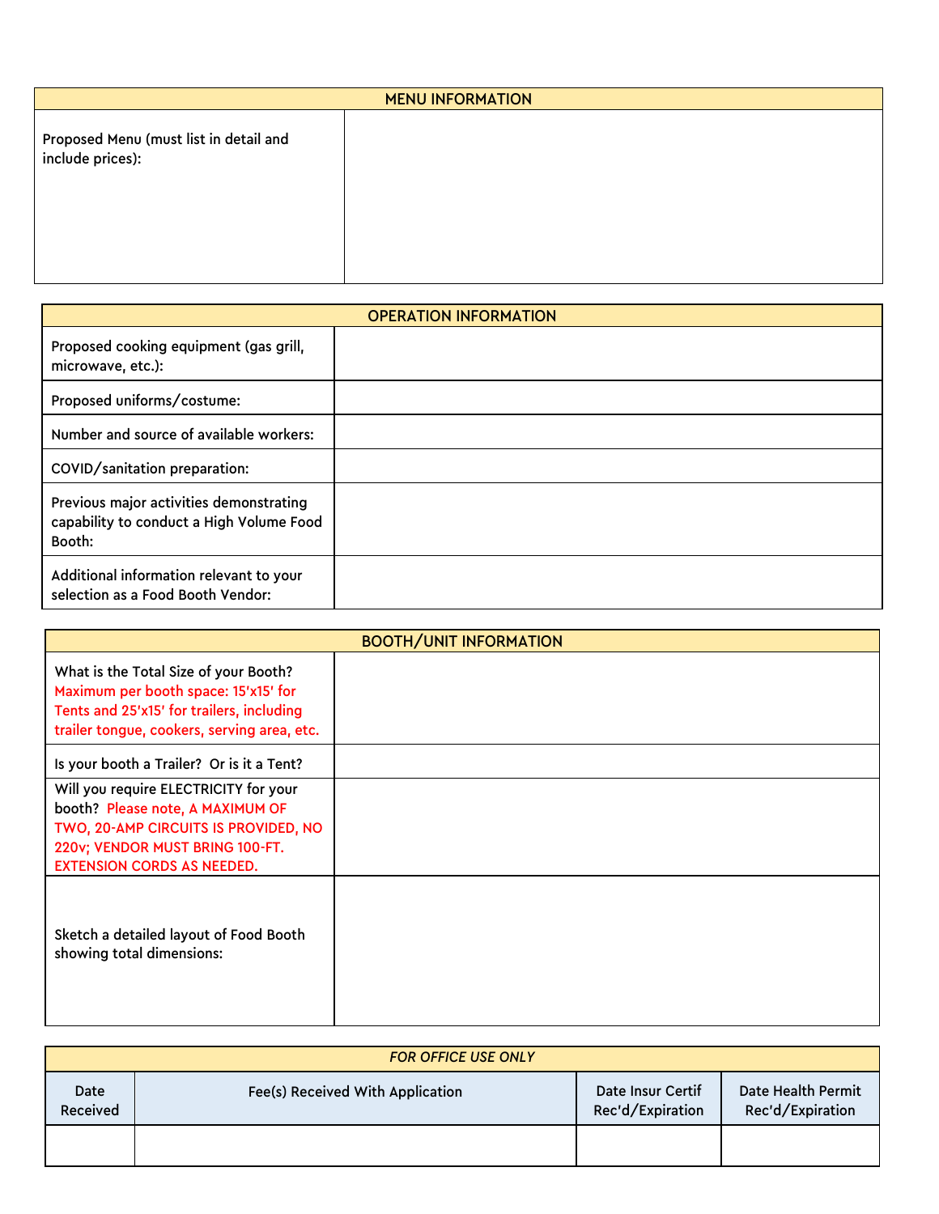| MENU INFORMATION | |
| --- | --- |
| Proposed Menu (must list in detail and include prices): | |

| OPERATION INFORMATION | |
| --- | --- |
| Proposed cooking equipment (gas grill, microwave, etc.): | |
| Proposed uniforms/costume: | |
| Number and source of available workers: | |
| COVID/sanitation preparation: | |
| Previous major activities demonstrating capability to conduct a High Volume Food Booth: | |
| Additional information relevant to your selection as a Food Booth Vendor: | |

| BOOTH/UNIT INFORMATION | |
| --- | --- |
| What is the Total Size of your Booth? Maximum per booth space: 15'x15' for Tents and 25'x15' for trailers, including trailer tongue, cookers, serving area, etc. | |
| Is your booth a Trailer? Or is it a Tent? | |
| Will you require ELECTRICITY for your booth? Please note, A MAXIMUM OF TWO, 20-AMP CIRCUITS IS PROVIDED, NO 220v; VENDOR MUST BRING 100-FT. EXTENSION CORDS AS NEEDED. | |
| Sketch a detailed layout of Food Booth showing total dimensions: | |

| *FOR OFFICE USE ONLY* | | | |
| --- | --- | --- | --- |
| Date Received | Fee(s) Received With Application | Date Insur Certif Rec'd/Expiration | Date Health Permit Rec'd/Expiration |
| | | | |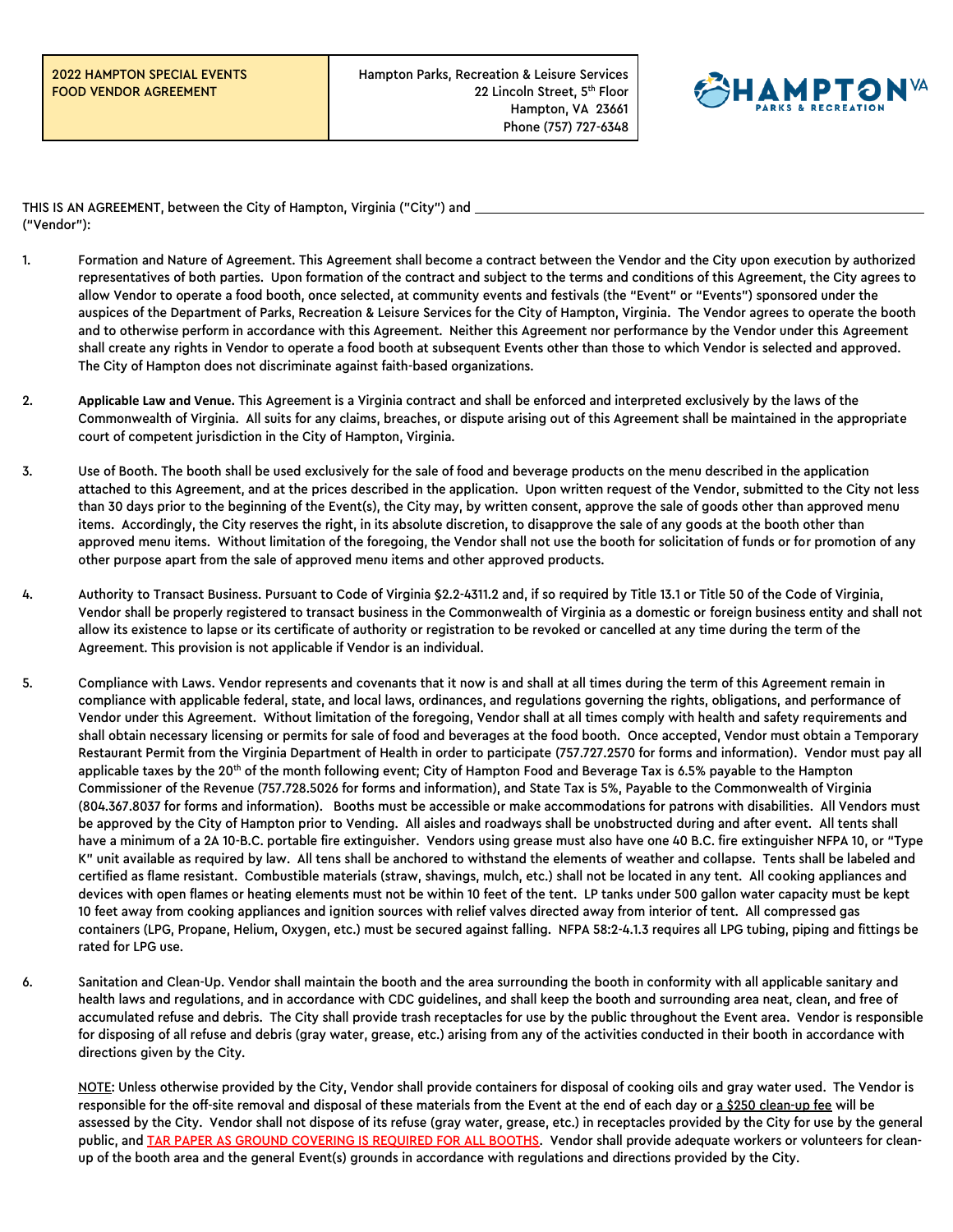| 2022 HAMPTON SPECIAL EVENTS FOOD VENDOR AGREEMENT | Hampton Parks, Recreation & Leisure Services<br>22 Lincoln Street, 5th Floor<br>Hampton, VA 23661<br>Phone (757) 727-6348 |
|---|---|

THIS IS AN AGREEMENT, between the City of Hampton, Virginia ("City") and ______________________________________________ ("Vendor"):

1. Formation and Nature of Agreement. This Agreement shall become a contract between the Vendor and the City upon execution by authorized representatives of both parties. Upon formation of the contract and subject to the terms and conditions of this Agreement, the City agrees to allow Vendor to operate a food booth, once selected, at community events and festivals (the "Event" or "Events") sponsored under the auspices of the Department of Parks, Recreation & Leisure Services for the City of Hampton, Virginia. The Vendor agrees to operate the booth and to otherwise perform in accordance with this Agreement. Neither this Agreement nor performance by the Vendor under this Agreement shall create any rights in Vendor to operate a food booth at subsequent Events other than those to which Vendor is selected and approved. The City of Hampton does not discriminate against faith-based organizations.

2. **Applicable Law and Venue.** This Agreement is a Virginia contract and shall be enforced and interpreted exclusively by the laws of the Commonwealth of Virginia. All suits for any claims, breaches, or dispute arising out of this Agreement shall be maintained in the appropriate court of competent jurisdiction in the City of Hampton, Virginia.

3. Use of Booth. The booth shall be used exclusively for the sale of food and beverage products on the menu described in the application attached to this Agreement, and at the prices described in the application. Upon written request of the Vendor, submitted to the City not less than 30 days prior to the beginning of the Event(s), the City may, by written consent, approve the sale of goods other than approved menu items. Accordingly, the City reserves the right, in its absolute discretion, to disapprove the sale of any goods at the booth other than approved menu items. Without limitation of the foregoing, the Vendor shall not use the booth for solicitation of funds or for promotion of any other purpose apart from the sale of approved menu items and other approved products.

4. Authority to Transact Business. Pursuant to Code of Virginia §2.2-4311.2 and, if so required by Title 13.1 or Title 50 of the Code of Virginia, Vendor shall be properly registered to transact business in the Commonwealth of Virginia as a domestic or foreign business entity and shall not allow its existence to lapse or its certificate of authority or registration to be revoked or cancelled at any time during the term of the Agreement. This provision is not applicable if Vendor is an individual.

5. Compliance with Laws. Vendor represents and covenants that it now is and shall at all times during the term of this Agreement remain in compliance with applicable federal, state, and local laws, ordinances, and regulations governing the rights, obligations, and performance of Vendor under this Agreement. Without limitation of the foregoing, Vendor shall at all times comply with health and safety requirements and shall obtain necessary licensing or permits for sale of food and beverages at the food booth. Once accepted, Vendor must obtain a Temporary Restaurant Permit from the Virginia Department of Health in order to participate (757.727.2570 for forms and information). Vendor must pay all applicable taxes by the 20th of the month following event; City of Hampton Food and Beverage Tax is 6.5% payable to the Hampton Commissioner of the Revenue (757.728.5026 for forms and information), and State Tax is 5%, Payable to the Commonwealth of Virginia (804.367.8037 for forms and information). Booths must be accessible or make accommodations for patrons with disabilities. All Vendors must be approved by the City of Hampton prior to Vending. All aisles and roadways shall be unobstructed during and after event. All tents shall have a minimum of a 2A 10-B.C. portable fire extinguisher. Vendors using grease must also have one 40 B.C. fire extinguisher NFPA 10, or "Type K" unit available as required by law. All tens shall be anchored to withstand the elements of weather and collapse. Tents shall be labeled and certified as flame resistant. Combustible materials (straw, shavings, mulch, etc.) shall not be located in any tent. All cooking appliances and devices with open flames or heating elements must not be within 10 feet of the tent. LP tanks under 500 gallon water capacity must be kept 10 feet away from cooking appliances and ignition sources with relief valves directed away from interior of tent. All compressed gas containers (LPG, Propane, Helium, Oxygen, etc.) must be secured against falling. NFPA 58:2-4.1.3 requires all LPG tubing, piping and fittings be rated for LPG use.

6. Sanitation and Clean-Up. Vendor shall maintain the booth and the area surrounding the booth in conformity with all applicable sanitary and health laws and regulations, and in accordance with CDC guidelines, and shall keep the booth and surrounding area neat, clean, and free of accumulated refuse and debris. The City shall provide trash receptacles for use by the public throughout the Event area. Vendor is responsible for disposing of all refuse and debris (gray water, grease, etc.) arising from any of the activities conducted in their booth in accordance with directions given by the City.

   NOTE: Unless otherwise provided by the City, Vendor shall provide containers for disposal of cooking oils and gray water used. The Vendor is responsible for the off-site removal and disposal of these materials from the Event at the end of each day or a $250 clean-up fee will be assessed by the City. Vendor shall not dispose of its refuse (gray water, grease, etc.) in receptacles provided by the City for use by the general public, and TAR PAPER AS GROUND COVERING IS REQUIRED FOR ALL BOOTHS. Vendor shall provide adequate workers or volunteers for clean-up of the booth area and the general Event(s) grounds in accordance with regulations and directions provided by the City.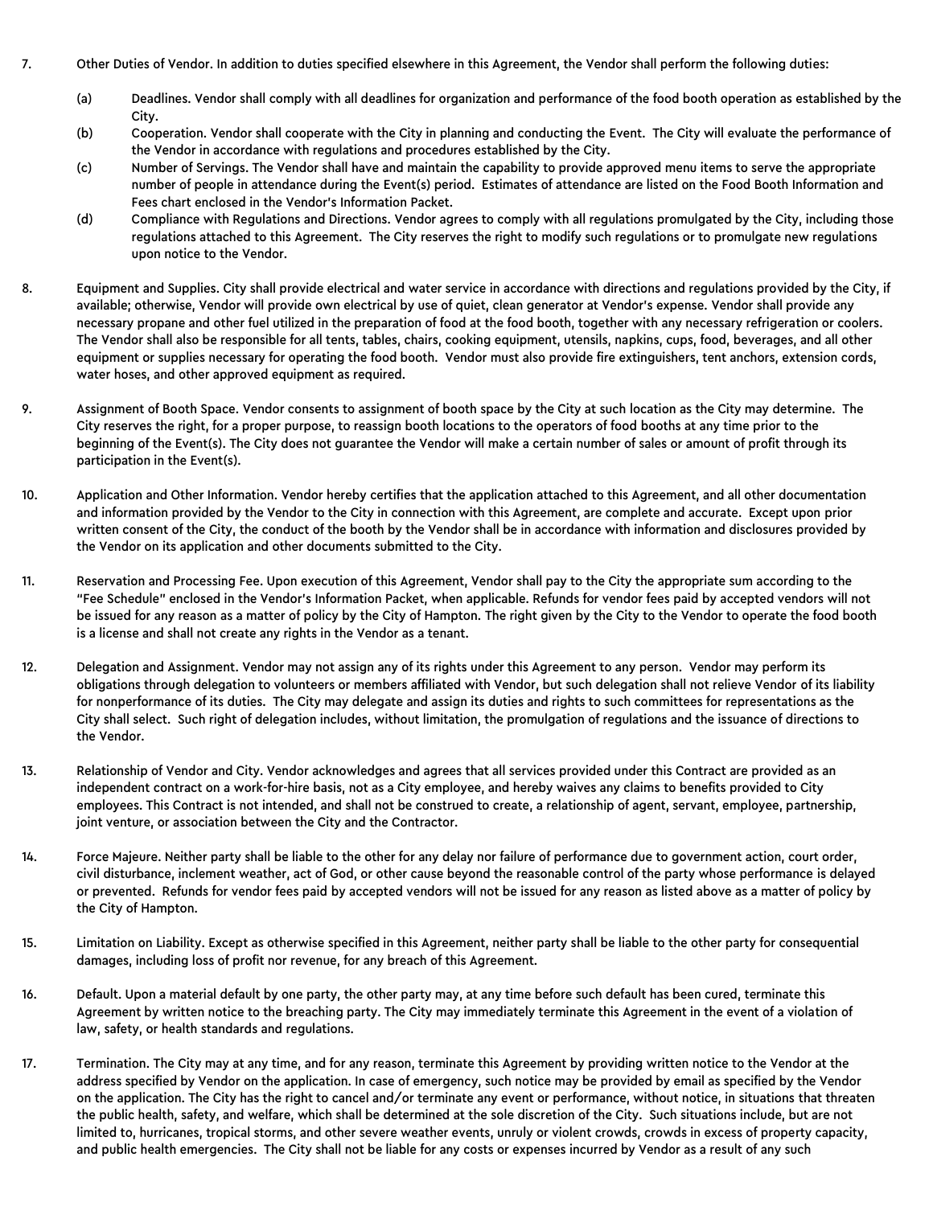7. Other Duties of Vendor. In addition to duties specified elsewhere in this Agreement, the Vendor shall perform the following duties:

   (a) Deadlines. Vendor shall comply with all deadlines for organization and performance of the food booth operation as established by the City.

   (b) Cooperation. Vendor shall cooperate with the City in planning and conducting the Event. The City will evaluate the performance of the Vendor in accordance with regulations and procedures established by the City.

   (c) Number of Servings. The Vendor shall have and maintain the capability to provide approved menu items to serve the appropriate number of people in attendance during the Event(s) period. Estimates of attendance are listed on the Food Booth Information and Fees chart enclosed in the Vendor's Information Packet.

   (d) Compliance with Regulations and Directions. Vendor agrees to comply with all regulations promulgated by the City, including those regulations attached to this Agreement. The City reserves the right to modify such regulations or to promulgate new regulations upon notice to the Vendor.

8. Equipment and Supplies. City shall provide electrical and water service in accordance with directions and regulations provided by the City, if available; otherwise, Vendor will provide own electrical by use of quiet, clean generator at Vendor's expense. Vendor shall provide any necessary propane and other fuel utilized in the preparation of food at the food booth, together with any necessary refrigeration or coolers. The Vendor shall also be responsible for all tents, tables, chairs, cooking equipment, utensils, napkins, cups, food, beverages, and all other equipment or supplies necessary for operating the food booth. Vendor must also provide fire extinguishers, tent anchors, extension cords, water hoses, and other approved equipment as required.

9. Assignment of Booth Space. Vendor consents to assignment of booth space by the City at such location as the City may determine. The City reserves the right, for a proper purpose, to reassign booth locations to the operators of food booths at any time prior to the beginning of the Event(s). The City does not guarantee the Vendor will make a certain number of sales or amount of profit through its participation in the Event(s).

10. Application and Other Information. Vendor hereby certifies that the application attached to this Agreement, and all other documentation and information provided by the Vendor to the City in connection with this Agreement, are complete and accurate. Except upon prior written consent of the City, the conduct of the booth by the Vendor shall be in accordance with information and disclosures provided by the Vendor on its application and other documents submitted to the City.

11. Reservation and Processing Fee. Upon execution of this Agreement, Vendor shall pay to the City the appropriate sum according to the "Fee Schedule" enclosed in the Vendor's Information Packet, when applicable. Refunds for vendor fees paid by accepted vendors will not be issued for any reason as a matter of policy by the City of Hampton. The right given by the City to the Vendor to operate the food booth is a license and shall not create any rights in the Vendor as a tenant.

12. Delegation and Assignment. Vendor may not assign any of its rights under this Agreement to any person. Vendor may perform its obligations through delegation to volunteers or members affiliated with Vendor, but such delegation shall not relieve Vendor of its liability for nonperformance of its duties. The City may delegate and assign its duties and rights to such committees for representations as the City shall select. Such right of delegation includes, without limitation, the promulgation of regulations and the issuance of directions to the Vendor.

13. Relationship of Vendor and City. Vendor acknowledges and agrees that all services provided under this Contract are provided as an independent contract on a work-for-hire basis, not as a City employee, and hereby waives any claims to benefits provided to City employees. This Contract is not intended, and shall not be construed to create, a relationship of agent, servant, employee, partnership, joint venture, or association between the City and the Contractor.

14. Force Majeure. Neither party shall be liable to the other for any delay nor failure of performance due to government action, court order, civil disturbance, inclement weather, act of God, or other cause beyond the reasonable control of the party whose performance is delayed or prevented. Refunds for vendor fees paid by accepted vendors will not be issued for any reason as listed above as a matter of policy by the City of Hampton.

15. Limitation on Liability. Except as otherwise specified in this Agreement, neither party shall be liable to the other party for consequential damages, including loss of profit nor revenue, for any breach of this Agreement.

16. Default. Upon a material default by one party, the other party may, at any time before such default has been cured, terminate this Agreement by written notice to the breaching party. The City may immediately terminate this Agreement in the event of a violation of law, safety, or health standards and regulations.

17. Termination. The City may at any time, and for any reason, terminate this Agreement by providing written notice to the Vendor at the address specified by Vendor on the application. In case of emergency, such notice may be provided by email as specified by the Vendor on the application. The City has the right to cancel and/or terminate any event or performance, without notice, in situations that threaten the public health, safety, and welfare, which shall be determined at the sole discretion of the City. Such situations include, but are not limited to, hurricanes, tropical storms, and other severe weather events, unruly or violent crowds, crowds in excess of property capacity, and public health emergencies. The City shall not be liable for any costs or expenses incurred by Vendor as a result of any such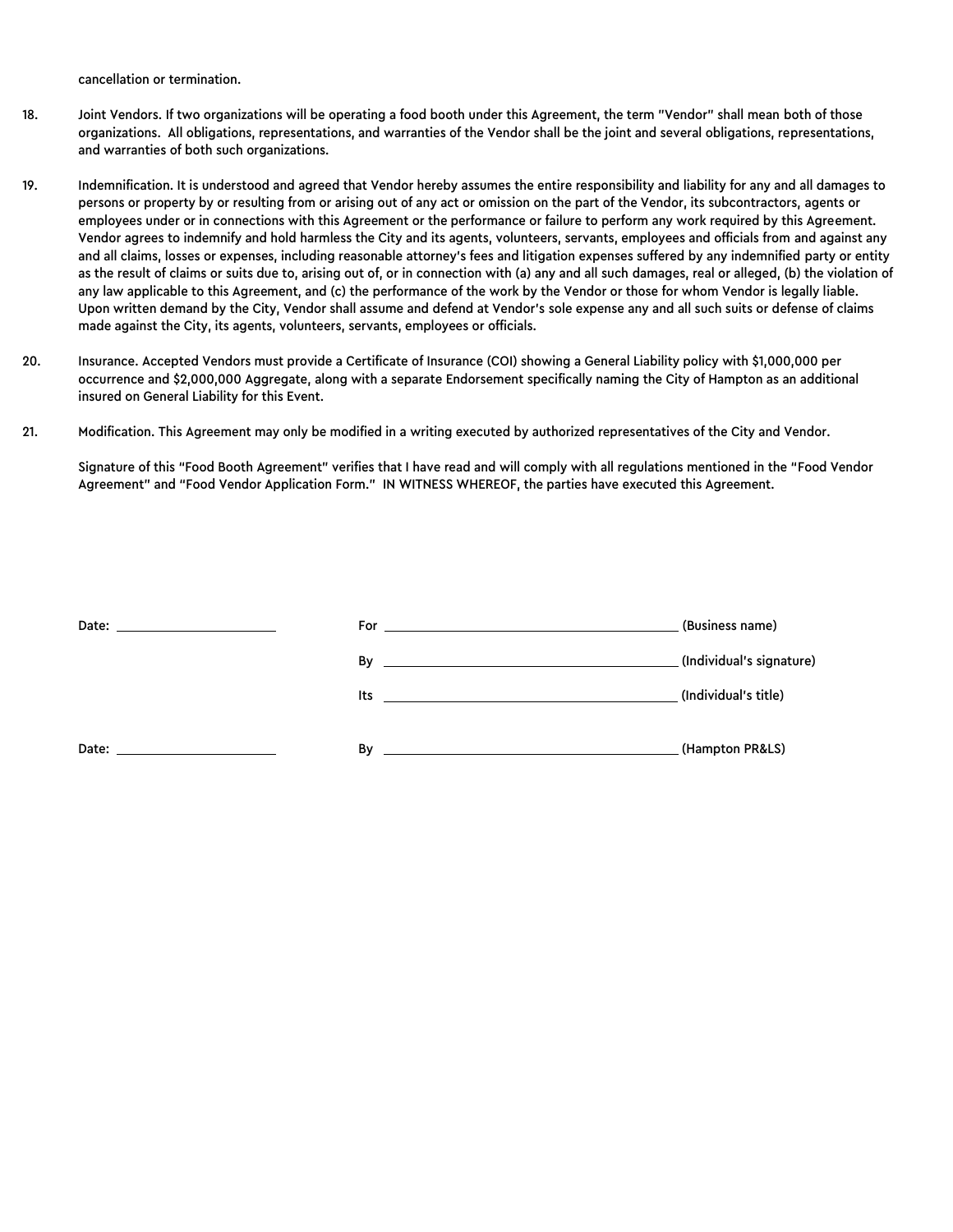cancellation or termination.

18. Joint Vendors. If two organizations will be operating a food booth under this Agreement, the term "Vendor" shall mean both of those organizations. All obligations, representations, and warranties of the Vendor shall be the joint and several obligations, representations, and warranties of both such organizations.

19. Indemnification. It is understood and agreed that Vendor hereby assumes the entire responsibility and liability for any and all damages to persons or property by or resulting from or arising out of any act or omission on the part of the Vendor, its subcontractors, agents or employees under or in connections with this Agreement or the performance or failure to perform any work required by this Agreement. Vendor agrees to indemnify and hold harmless the City and its agents, volunteers, servants, employees and officials from and against any and all claims, losses or expenses, including reasonable attorney's fees and litigation expenses suffered by any indemnified party or entity as the result of claims or suits due to, arising out of, or in connection with (a) any and all such damages, real or alleged, (b) the violation of any law applicable to this Agreement, and (c) the performance of the work by the Vendor or those for whom Vendor is legally liable. Upon written demand by the City, Vendor shall assume and defend at Vendor's sole expense any and all such suits or defense of claims made against the City, its agents, volunteers, servants, employees or officials.

20. Insurance. Accepted Vendors must provide a Certificate of Insurance (COI) showing a General Liability policy with $1,000,000 per occurrence and $2,000,000 Aggregate, along with a separate Endorsement specifically naming the City of Hampton as an additional insured on General Liability for this Event.

21. Modification. This Agreement may only be modified in a writing executed by authorized representatives of the City and Vendor.

Signature of this "Food Booth Agreement" verifies that I have read and will comply with all regulations mentioned in the "Food Vendor Agreement" and "Food Vendor Application Form." IN WITNESS WHEREOF, the parties have executed this Agreement.

Date: ____________________ For ______________________________ (Business name)

By ______________________________ (Individual's signature)

Its ______________________________ (Individual's title)

Date: ____________________ By ______________________________ (Hampton PR&LS)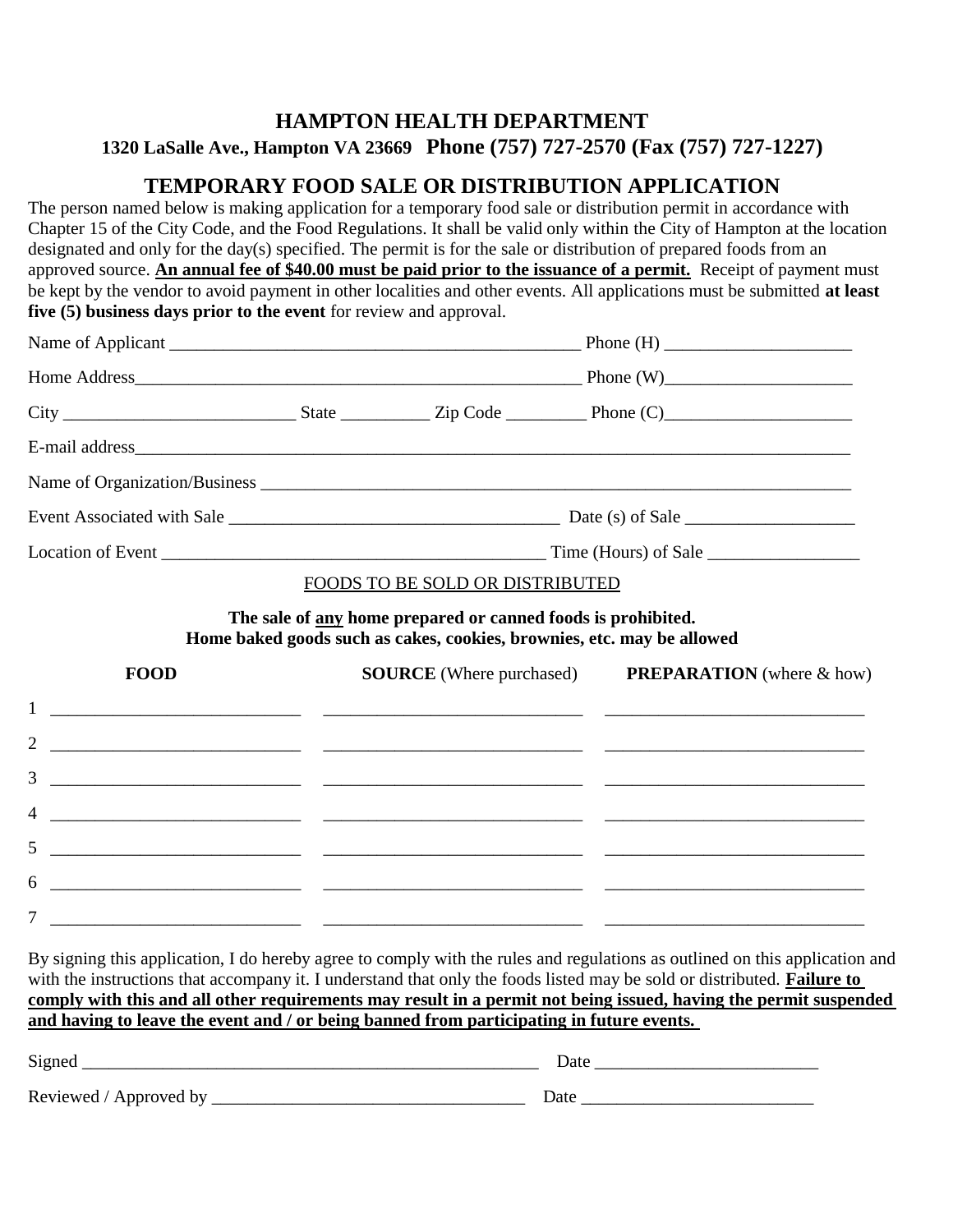# HAMPTON HEALTH DEPARTMENT

**1320 LaSalle Ave., Hampton VA 23669 Phone (757) 727-2570 (Fax (757) 727-1227)**

## TEMPORARY FOOD SALE OR DISTRIBUTION APPLICATION

The person named below is making application for a temporary food sale or distribution permit in accordance with Chapter 15 of the City Code, and the Food Regulations. It shall be valid only within the City of Hampton at the location designated and only for the day(s) specified. The permit is for the sale or distribution of prepared foods from an approved source. **An annual fee of $40.00 must be paid prior to the issuance of a permit.** Receipt of payment must be kept by the vendor to avoid payment in other localities and other events. All applications must be submitted **at least five (5) business days prior to the event** for review and approval.

Name of Applicant ______________________________________________ Phone (H) _____________________

Home Address____________________________________________________ Phone (W)_____________________

City _________________________ State _________ Zip Code _________ Phone (C)_____________________

E-mail address_________________________________________________________________________________

Name of Organization/Business _________________________________________________________________

Event Associated with Sale ____________________________________ Date (s) of Sale ___________________

Location of Event ___________________________________________ Time (Hours) of Sale _________________

FOODS TO BE SOLD OR DISTRIBUTED

**The sale of any home prepared or canned foods is prohibited.**
**Home baked goods such as cakes, cookies, brownies, etc. may be allowed**

| | FOOD | SOURCE (Where purchased) | PREPARATION (where & how) |
|---|---|---|---|
| 1 | | | |
| 2 | | | |
| 3 | | | |
| 4 | | | |
| 5 | | | |
| 6 | | | |
| 7 | | | |

By signing this application, I do hereby agree to comply with the rules and regulations as outlined on this application and with the instructions that accompany it. I understand that only the foods listed may be sold or distributed. **Failure to comply with this and all other requirements may result in a permit not being issued, having the permit suspended and having to leave the event and / or being banned from participating in future events.**

Signed ___________________________________________________ Date ________________________

Reviewed / Approved by ___________________________________ Date _________________________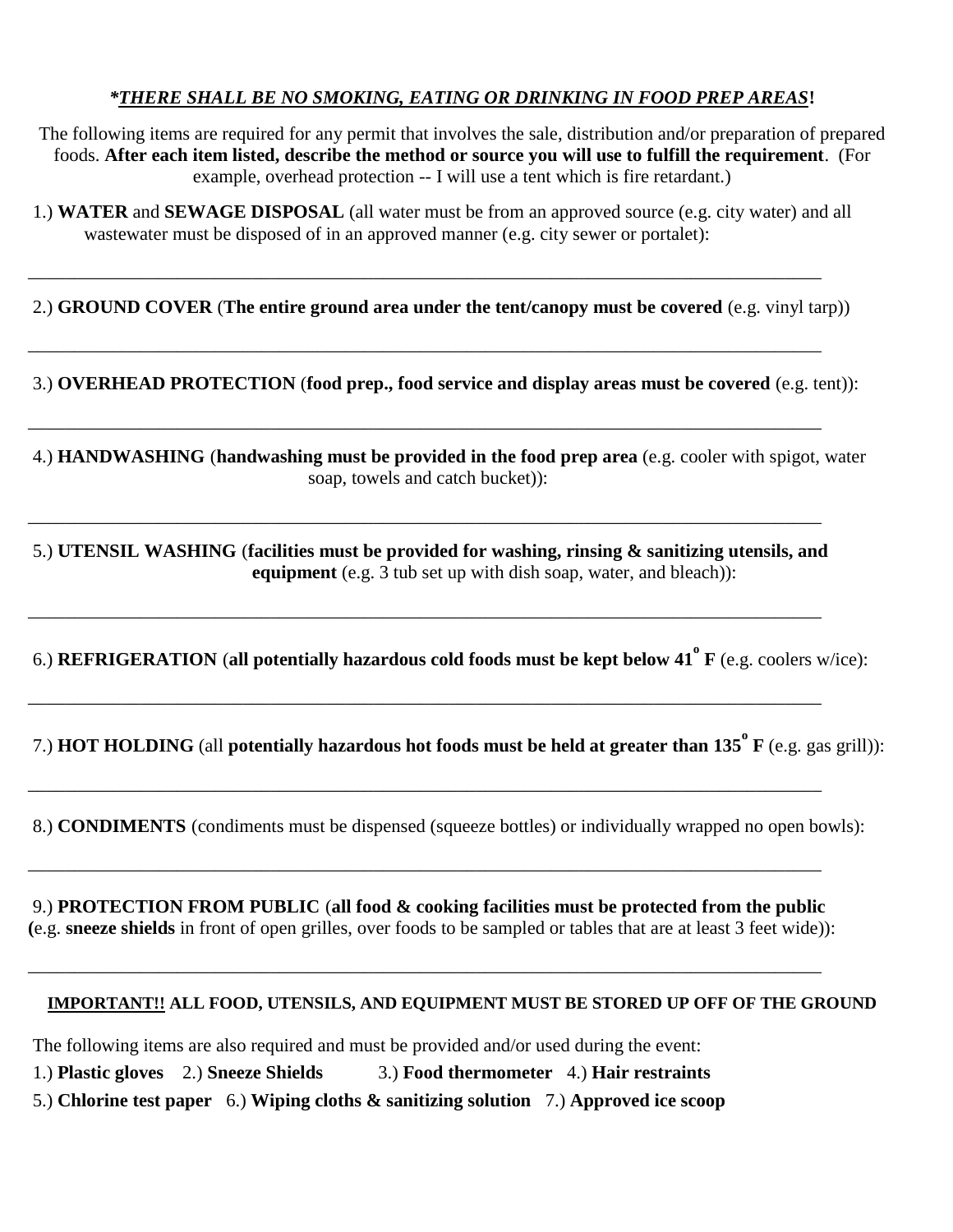***THERE SHALL BE NO SMOKING, EATING OR DRINKING IN FOOD PREP AREAS!***

The following items are required for any permit that involves the sale, distribution and/or preparation of prepared foods. **After each item listed, describe the method or source you will use to fulfill the requirement**. (For example, overhead protection -- I will use a tent which is fire retardant.)

1.) **WATER** and **SEWAGE DISPOSAL** (all water must be from an approved source (e.g. city water) and all wastewater must be disposed of in an approved manner (e.g. city sewer or portalet):

_______________________________________________________________________________

2.) **GROUND COVER** (**The entire ground area under the tent/canopy must be covered** (e.g. vinyl tarp))

_______________________________________________________________________________

3.) **OVERHEAD PROTECTION** (**food prep., food service and display areas must be covered** (e.g. tent)):

_______________________________________________________________________________

4.) **HANDWASHING** (**handwashing must be provided in the food prep area** (e.g. cooler with spigot, water soap, towels and catch bucket)):

_______________________________________________________________________________

5.) **UTENSIL WASHING** (**facilities must be provided for washing, rinsing & sanitizing utensils, and equipment** (e.g. 3 tub set up with dish soap, water, and bleach)):

_______________________________________________________________________________

6.) **REFRIGERATION** (**all potentially hazardous cold foods must be kept below 41° F** (e.g. coolers w/ice):

_______________________________________________________________________________

7.) **HOT HOLDING** (all **potentially hazardous hot foods must be held at greater than 135° F** (e.g. gas grill)):

_______________________________________________________________________________

8.) **CONDIMENTS** (condiments must be dispensed (squeeze bottles) or individually wrapped no open bowls):

_______________________________________________________________________________

9.) **PROTECTION FROM PUBLIC** (**all food & cooking facilities must be protected from the public (**e.g. **sneeze shields** in front of open grilles, over foods to be sampled or tables that are at least 3 feet wide)):

_______________________________________________________________________________

**IMPORTANT!! ALL FOOD, UTENSILS, AND EQUIPMENT MUST BE STORED UP OFF OF THE GROUND**

The following items are also required and must be provided and/or used during the event:

1.) **Plastic gloves** 2.) **Sneeze Shields** 3.) **Food thermometer** 4.) **Hair restraints**

5.) **Chlorine test paper** 6.) **Wiping cloths & sanitizing solution** 7.) **Approved ice scoop**